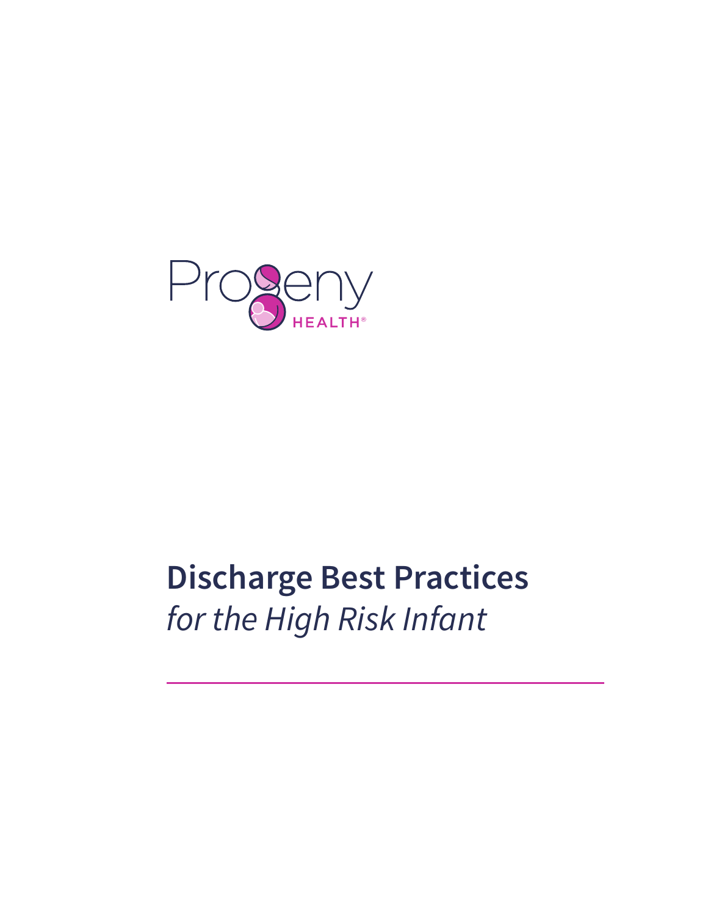Progeny HEALTH®

# Discharge Best Practices

*for the High Risk Infant*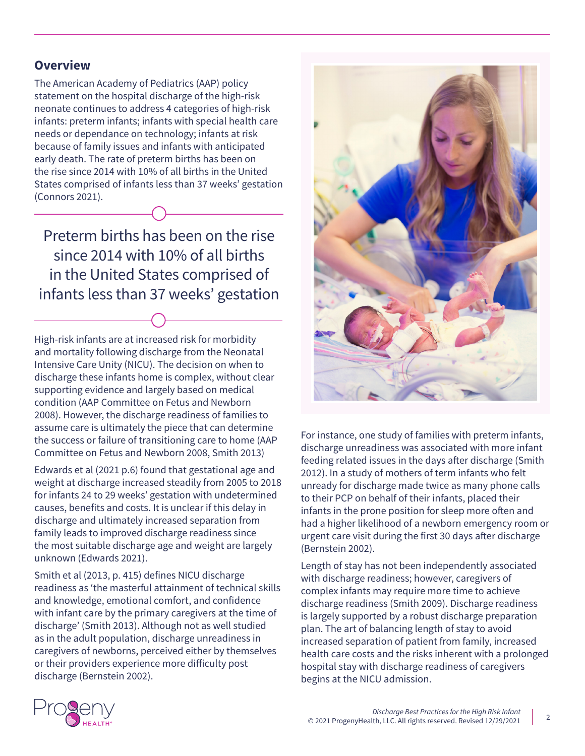## Overview

The American Academy of Pediatrics (AAP) policy statement on the hospital discharge of the high-risk neonate continues to address 4 categories of high-risk infants: preterm infants; infants with special health care needs or dependance on technology; infants at risk because of family issues and infants with anticipated early death. The rate of preterm births has been on the rise since 2014 with 10% of all births in the United States comprised of infants less than 37 weeks' gestation (Connors 2021).

> Preterm births has been on the rise since 2014 with 10% of all births in the United States comprised of infants less than 37 weeks' gestation

High-risk infants are at increased risk for morbidity and mortality following discharge from the Neonatal Intensive Care Unity (NICU). The decision on when to discharge these infants home is complex, without clear supporting evidence and largely based on medical condition (AAP Committee on Fetus and Newborn 2008). However, the discharge readiness of families to assume care is ultimately the piece that can determine the success or failure of transitioning care to home (AAP Committee on Fetus and Newborn 2008, Smith 2013)

Edwards et al (2021 p.6) found that gestational age and weight at discharge increased steadily from 2005 to 2018 for infants 24 to 29 weeks' gestation with undetermined causes, benefits and costs. It is unclear if this delay in discharge and ultimately increased separation from family leads to improved discharge readiness since the most suitable discharge age and weight are largely unknown (Edwards 2021).

Smith et al (2013, p. 415) defines NICU discharge readiness as 'the masterful attainment of technical skills and knowledge, emotional comfort, and confidence with infant care by the primary caregivers at the time of discharge' (Smith 2013). Although not as well studied as in the adult population, discharge unreadiness in caregivers of newborns, perceived either by themselves or their providers experience more difficulty post discharge (Bernstein 2002).

For instance, one study of families with preterm infants, discharge unreadiness was associated with more infant feeding related issues in the days after discharge (Smith 2012). In a study of mothers of term infants who felt unready for discharge made twice as many phone calls to their PCP on behalf of their infants, placed their infants in the prone position for sleep more often and had a higher likelihood of a newborn emergency room or urgent care visit during the first 30 days after discharge (Bernstein 2002).

Length of stay has not been independently associated with discharge readiness; however, caregivers of complex infants may require more time to achieve discharge readiness (Smith 2009). Discharge readiness is largely supported by a robust discharge preparation plan. The art of balancing length of stay to avoid increased separation of patient from family, increased health care costs and the risks inherent with a prolonged hospital stay with discharge readiness of caregivers begins at the NICU admission.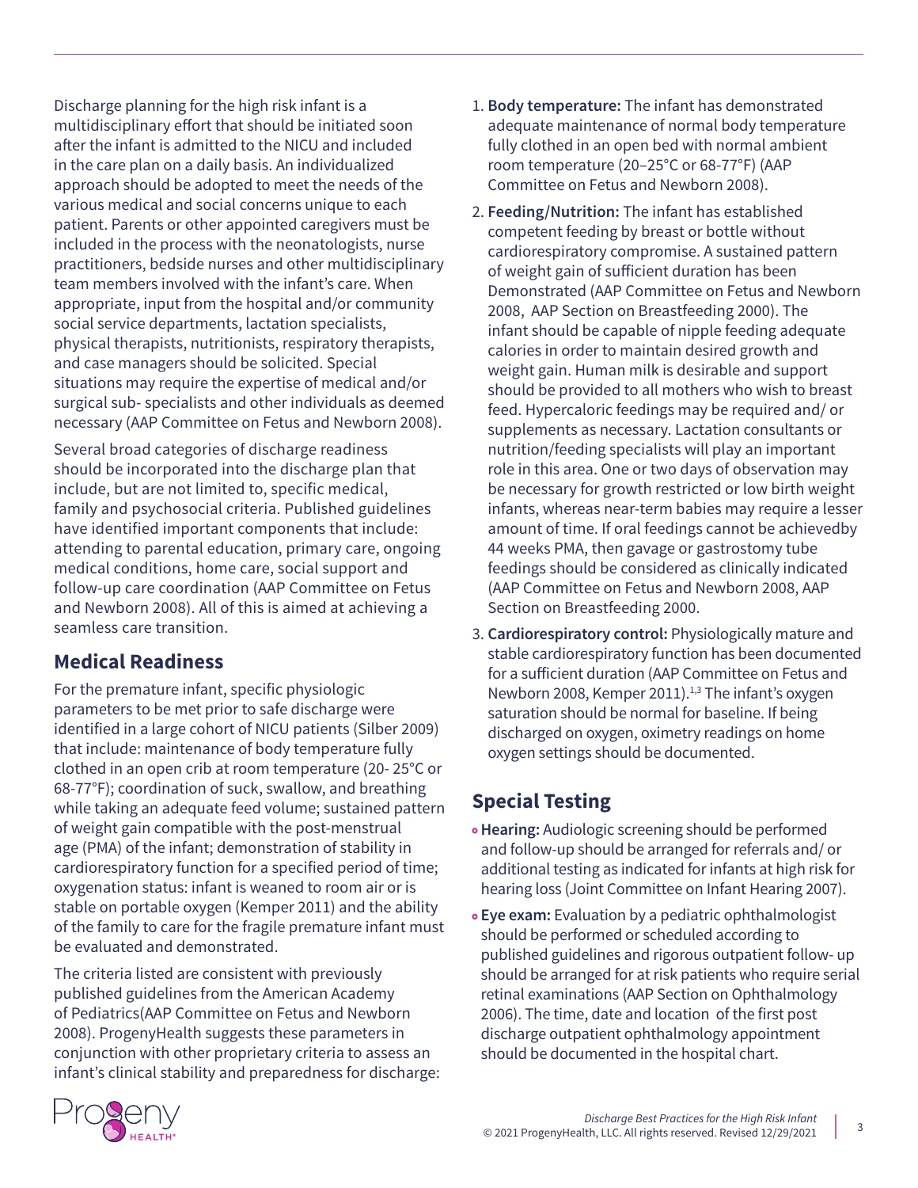Discharge planning for the high risk infant is a multidisciplinary effort that should be initiated soon after the infant is admitted to the NICU and included in the care plan on a daily basis. An individualized approach should be adopted to meet the needs of the various medical and social concerns unique to each patient. Parents or other appointed caregivers must be included in the process with the neonatologists, nurse practitioners, bedside nurses and other multidisciplinary team members involved with the infant's care. When appropriate, input from the hospital and/or community social service departments, lactation specialists, physical therapists, nutritionists, respiratory therapists, and case managers should be solicited. Special situations may require the expertise of medical and/or surgical sub- specialists and other individuals as deemed necessary (AAP Committee on Fetus and Newborn 2008).

Several broad categories of discharge readiness should be incorporated into the discharge plan that include, but are not limited to, specific medical, family and psychosocial criteria. Published guidelines have identified important components that include: attending to parental education, primary care, ongoing medical conditions, home care, social support and follow-up care coordination (AAP Committee on Fetus and Newborn 2008). All of this is aimed at achieving a seamless care transition.

## Medical Readiness

For the premature infant, specific physiologic parameters to be met prior to safe discharge were identified in a large cohort of NICU patients (Silber 2009) that include: maintenance of body temperature fully clothed in an open crib at room temperature (20- 25°C or 68-77°F); coordination of suck, swallow, and breathing while taking an adequate feed volume; sustained pattern of weight gain compatible with the post-menstrual age (PMA) of the infant; demonstration of stability in cardiorespiratory function for a specified period of time; oxygenation status: infant is weaned to room air or is stable on portable oxygen (Kemper 2011) and the ability of the family to care for the fragile premature infant must be evaluated and demonstrated.

The criteria listed are consistent with previously published guidelines from the American Academy of Pediatrics(AAP Committee on Fetus and Newborn 2008). ProgenyHealth suggests these parameters in conjunction with other proprietary criteria to assess an infant's clinical stability and preparedness for discharge:

1. **Body temperature:** The infant has demonstrated adequate maintenance of normal body temperature fully clothed in an open bed with normal ambient room temperature (20–25°C or 68-77°F) (AAP Committee on Fetus and Newborn 2008).
2. **Feeding/Nutrition:** The infant has established competent feeding by breast or bottle without cardiorespiratory compromise. A sustained pattern of weight gain of sufficient duration has been Demonstrated (AAP Committee on Fetus and Newborn 2008, AAP Section on Breastfeeding 2000). The infant should be capable of nipple feeding adequate calories in order to maintain desired growth and weight gain. Human milk is desirable and support should be provided to all mothers who wish to breast feed. Hypercaloric feedings may be required and/ or supplements as necessary. Lactation consultants or nutrition/feeding specialists will play an important role in this area. One or two days of observation may be necessary for growth restricted or low birth weight infants, whereas near-term babies may require a lesser amount of time. If oral feedings cannot be achievedby 44 weeks PMA, then gavage or gastrostomy tube feedings should be considered as clinically indicated (AAP Committee on Fetus and Newborn 2008, AAP Section on Breastfeeding 2000.
3. **Cardiorespiratory control:** Physiologically mature and stable cardiorespiratory function has been documented for a sufficient duration (AAP Committee on Fetus and Newborn 2008, Kemper 2011).[1,3] The infant's oxygen saturation should be normal for baseline. If being discharged on oxygen, oximetry readings on home oxygen settings should be documented.

## Special Testing

- **Hearing:** Audiologic screening should be performed and follow-up should be arranged for referrals and/ or additional testing as indicated for infants at high risk for hearing loss (Joint Committee on Infant Hearing 2007).
- **Eye exam:** Evaluation by a pediatric ophthalmologist should be performed or scheduled according to published guidelines and rigorous outpatient follow- up should be arranged for at risk patients who require serial retinal examinations (AAP Section on Ophthalmology 2006). The time, date and location of the first post discharge outpatient ophthalmology appointment should be documented in the hospital chart.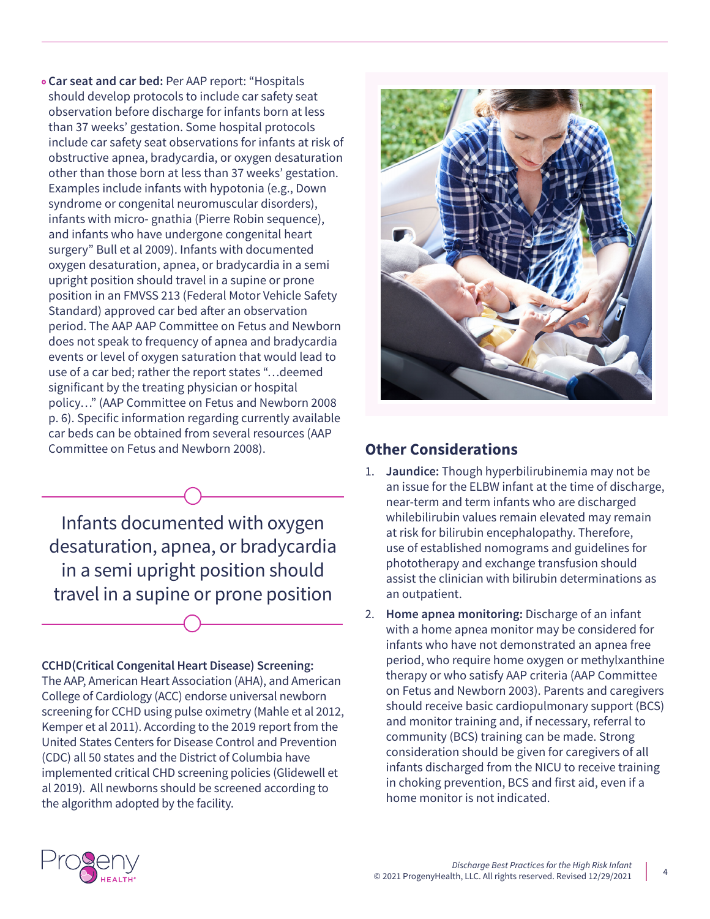- **Car seat and car bed:** Per AAP report: "Hospitals should develop protocols to include car safety seat observation before discharge for infants born at less than 37 weeks' gestation. Some hospital protocols include car safety seat observations for infants at risk of obstructive apnea, bradycardia, or oxygen desaturation other than those born at less than 37 weeks' gestation. Examples include infants with hypotonia (e.g., Down syndrome or congenital neuromuscular disorders), infants with micro- gnathia (Pierre Robin sequence), and infants who have undergone congenital heart surgery" Bull et al 2009). Infants with documented oxygen desaturation, apnea, or bradycardia in a semi upright position should travel in a supine or prone position in an FMVSS 213 (Federal Motor Vehicle Safety Standard) approved car bed after an observation period. The AAP AAP Committee on Fetus and Newborn does not speak to frequency of apnea and bradycardia events or level of oxygen saturation that would lead to use of a car bed; rather the report states "…deemed significant by the treating physician or hospital policy…" (AAP Committee on Fetus and Newborn 2008 p. 6). Specific information regarding currently available car beds can be obtained from several resources (AAP Committee on Fetus and Newborn 2008).

> Infants documented with oxygen desaturation, apnea, or bradycardia in a semi upright position should travel in a supine or prone position

**CCHD(Critical Congenital Heart Disease) Screening:** The AAP, American Heart Association (AHA), and American College of Cardiology (ACC) endorse universal newborn screening for CCHD using pulse oximetry (Mahle et al 2012, Kemper et al 2011). According to the 2019 report from the United States Centers for Disease Control and Prevention (CDC) all 50 states and the District of Columbia have implemented critical CHD screening policies (Glidewell et al 2019). All newborns should be screened according to the algorithm adopted by the facility.

## Other Considerations

1. **Jaundice:** Though hyperbilirubinemia may not be an issue for the ELBW infant at the time of discharge, near-term and term infants who are discharged whilebilirubin values remain elevated may remain at risk for bilirubin encephalopathy. Therefore, use of established nomograms and guidelines for phototherapy and exchange transfusion should assist the clinician with bilirubin determinations as an outpatient.
2. **Home apnea monitoring:** Discharge of an infant with a home apnea monitor may be considered for infants who have not demonstrated an apnea free period, who require home oxygen or methylxanthine therapy or who satisfy AAP criteria (AAP Committee on Fetus and Newborn 2003). Parents and caregivers should receive basic cardiopulmonary support (BCS) and monitor training and, if necessary, referral to community (BCS) training can be made. Strong consideration should be given for caregivers of all infants discharged from the NICU to receive training in choking prevention, BCS and first aid, even if a home monitor is not indicated.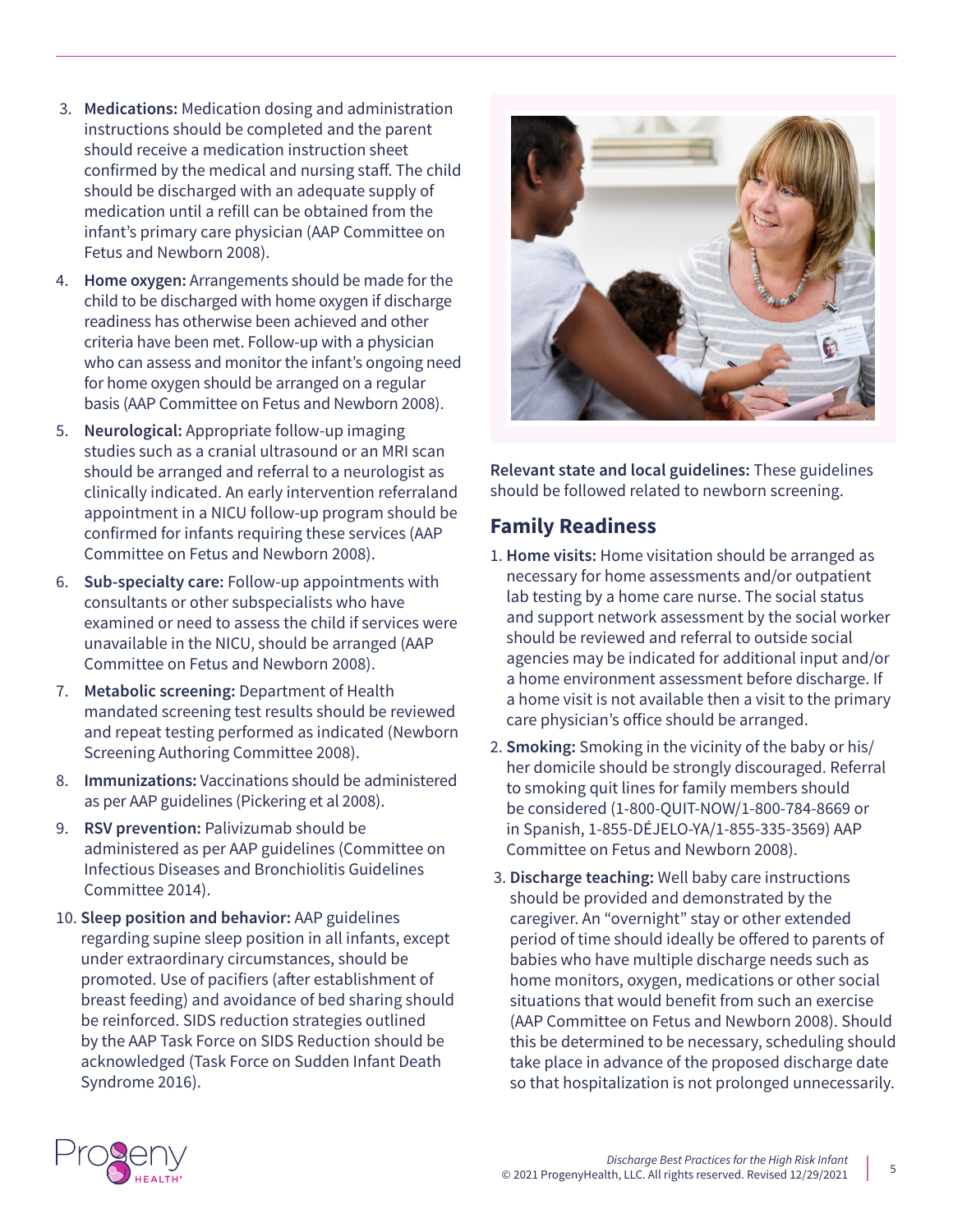3. **Medications:** Medication dosing and administration instructions should be completed and the parent should receive a medication instruction sheet confirmed by the medical and nursing staff. The child should be discharged with an adequate supply of medication until a refill can be obtained from the infant's primary care physician (AAP Committee on Fetus and Newborn 2008).
4. **Home oxygen:** Arrangements should be made for the child to be discharged with home oxygen if discharge readiness has otherwise been achieved and other criteria have been met. Follow-up with a physician who can assess and monitor the infant's ongoing need for home oxygen should be arranged on a regular basis (AAP Committee on Fetus and Newborn 2008).
5. **Neurological:** Appropriate follow-up imaging studies such as a cranial ultrasound or an MRI scan should be arranged and referral to a neurologist as clinically indicated. An early intervention referraland appointment in a NICU follow-up program should be confirmed for infants requiring these services (AAP Committee on Fetus and Newborn 2008).
6. **Sub-specialty care:** Follow-up appointments with consultants or other subspecialists who have examined or need to assess the child if services were unavailable in the NICU, should be arranged (AAP Committee on Fetus and Newborn 2008).
7. **Metabolic screening:** Department of Health mandated screening test results should be reviewed and repeat testing performed as indicated (Newborn Screening Authoring Committee 2008).
8. **Immunizations:** Vaccinations should be administered as per AAP guidelines (Pickering et al 2008).
9. **RSV prevention:** Palivizumab should be administered as per AAP guidelines (Committee on Infectious Diseases and Bronchiolitis Guidelines Committee 2014).
10. **Sleep position and behavior:** AAP guidelines regarding supine sleep position in all infants, except under extraordinary circumstances, should be promoted. Use of pacifiers (after establishment of breast feeding) and avoidance of bed sharing should be reinforced. SIDS reduction strategies outlined by the AAP Task Force on SIDS Reduction should be acknowledged (Task Force on Sudden Infant Death Syndrome 2016).

**Relevant state and local guidelines:** These guidelines should be followed related to newborn screening.

## Family Readiness

1. **Home visits:** Home visitation should be arranged as necessary for home assessments and/or outpatient lab testing by a home care nurse. The social status and support network assessment by the social worker should be reviewed and referral to outside social agencies may be indicated for additional input and/or a home environment assessment before discharge. If a home visit is not available then a visit to the primary care physician's office should be arranged.
2. **Smoking:** Smoking in the vicinity of the baby or his/her domicile should be strongly discouraged. Referral to smoking quit lines for family members should be considered (1-800-QUIT-NOW/1-800-784-8669 or in Spanish, 1-855-DÉJELO-YA/1-855-335-3569) AAP Committee on Fetus and Newborn 2008).
3. **Discharge teaching:** Well baby care instructions should be provided and demonstrated by the caregiver. An "overnight" stay or other extended period of time should ideally be offered to parents of babies who have multiple discharge needs such as home monitors, oxygen, medications or other social situations that would benefit from such an exercise (AAP Committee on Fetus and Newborn 2008). Should this be determined to be necessary, scheduling should take place in advance of the proposed discharge date so that hospitalization is not prolonged unnecessarily.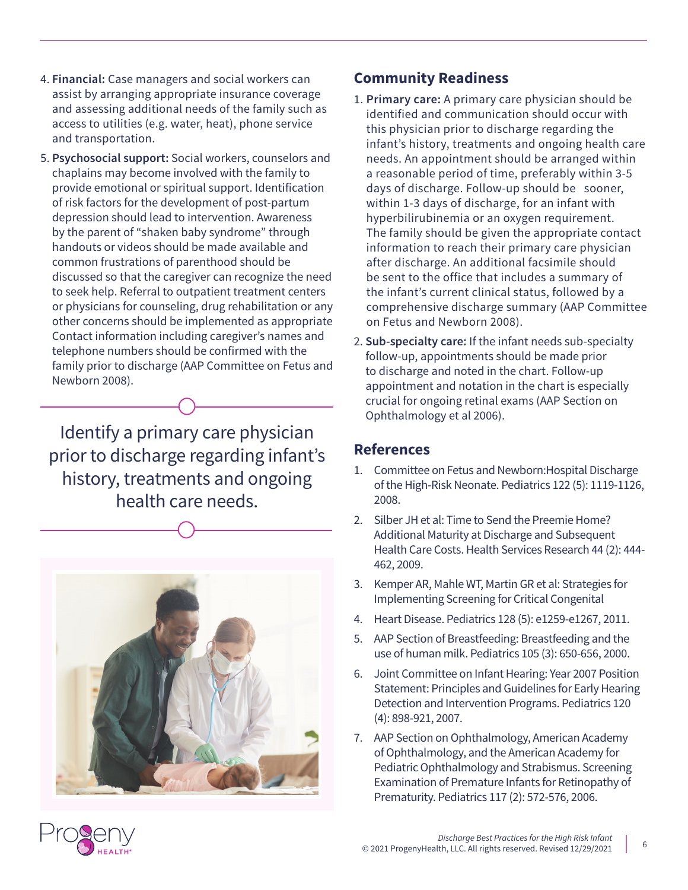4. **Financial:** Case managers and social workers can assist by arranging appropriate insurance coverage and assessing additional needs of the family such as access to utilities (e.g. water, heat), phone service and transportation.
5. **Psychosocial support:** Social workers, counselors and chaplains may become involved with the family to provide emotional or spiritual support. Identification of risk factors for the development of post-partum depression should lead to intervention. Awareness by the parent of "shaken baby syndrome" through handouts or videos should be made available and common frustrations of parenthood should be discussed so that the caregiver can recognize the need to seek help. Referral to outpatient treatment centers or physicians for counseling, drug rehabilitation or any other concerns should be implemented as appropriate Contact information including caregiver's names and telephone numbers should be confirmed with the family prior to discharge (AAP Committee on Fetus and Newborn 2008).

Identify a primary care physician prior to discharge regarding infant's history, treatments and ongoing health care needs.

## Community Readiness

1. **Primary care:** A primary care physician should be identified and communication should occur with this physician prior to discharge regarding the infant's history, treatments and ongoing health care needs. An appointment should be arranged within a reasonable period of time, preferably within 3-5 days of discharge. Follow-up should be sooner, within 1-3 days of discharge, for an infant with hyperbilirubinemia or an oxygen requirement. The family should be given the appropriate contact information to reach their primary care physician after discharge. An additional facsimile should be sent to the office that includes a summary of the infant's current clinical status, followed by a comprehensive discharge summary (AAP Committee on Fetus and Newborn 2008).
2. **Sub-specialty care:** If the infant needs sub-specialty follow-up, appointments should be made prior to discharge and noted in the chart. Follow-up appointment and notation in the chart is especially crucial for ongoing retinal exams (AAP Section on Ophthalmology et al 2006).

## References

1. Committee on Fetus and Newborn:Hospital Discharge of the High-Risk Neonate. Pediatrics 122 (5): 1119-1126, 2008.
2. Silber JH et al: Time to Send the Preemie Home? Additional Maturity at Discharge and Subsequent Health Care Costs. Health Services Research 44 (2): 444-462, 2009.
3. Kemper AR, Mahle WT, Martin GR et al: Strategies for Implementing Screening for Critical Congenital
4. Heart Disease. Pediatrics 128 (5): e1259-e1267, 2011.
5. AAP Section of Breastfeeding: Breastfeeding and the use of human milk. Pediatrics 105 (3): 650-656, 2000.
6. Joint Committee on Infant Hearing: Year 2007 Position Statement: Principles and Guidelines for Early Hearing Detection and Intervention Programs. Pediatrics 120 (4): 898-921, 2007.
7. AAP Section on Ophthalmology, American Academy of Ophthalmology, and the American Academy for Pediatric Ophthalmology and Strabismus. Screening Examination of Premature Infants for Retinopathy of Prematurity. Pediatrics 117 (2): 572-576, 2006.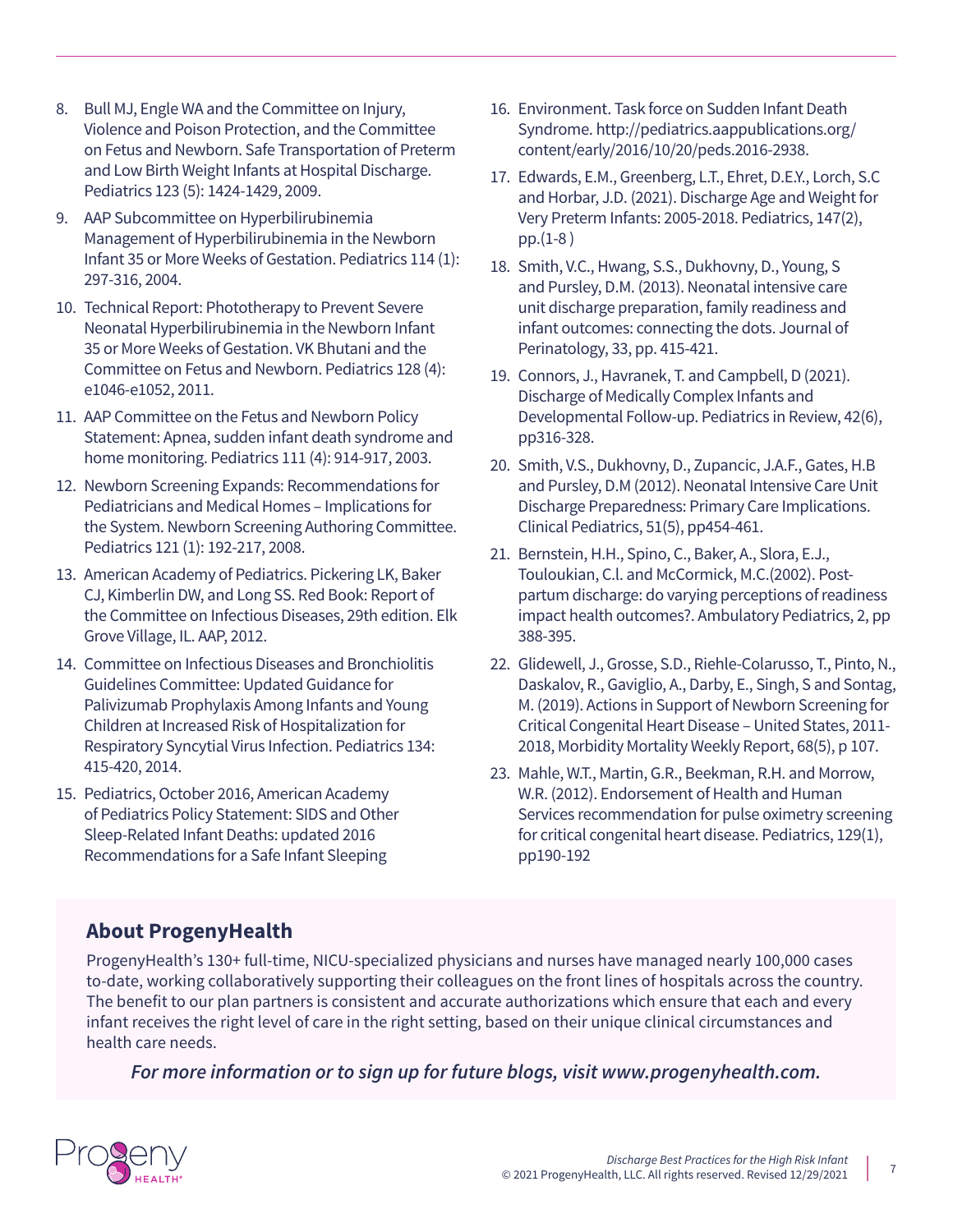8. Bull MJ, Engle WA and the Committee on Injury, Violence and Poison Protection, and the Committee on Fetus and Newborn. Safe Transportation of Preterm and Low Birth Weight Infants at Hospital Discharge. Pediatrics 123 (5): 1424-1429, 2009.
9. AAP Subcommittee on Hyperbilirubinemia Management of Hyperbilirubinemia in the Newborn Infant 35 or More Weeks of Gestation. Pediatrics 114 (1): 297-316, 2004.
10. Technical Report: Phototherapy to Prevent Severe Neonatal Hyperbilirubinemia in the Newborn Infant 35 or More Weeks of Gestation. VK Bhutani and the Committee on Fetus and Newborn. Pediatrics 128 (4): e1046-e1052, 2011.
11. AAP Committee on the Fetus and Newborn Policy Statement: Apnea, sudden infant death syndrome and home monitoring. Pediatrics 111 (4): 914-917, 2003.
12. Newborn Screening Expands: Recommendations for Pediatricians and Medical Homes – Implications for the System. Newborn Screening Authoring Committee. Pediatrics 121 (1): 192-217, 2008.
13. American Academy of Pediatrics. Pickering LK, Baker CJ, Kimberlin DW, and Long SS. Red Book: Report of the Committee on Infectious Diseases, 29th edition. Elk Grove Village, IL. AAP, 2012.
14. Committee on Infectious Diseases and Bronchiolitis Guidelines Committee: Updated Guidance for Palivizumab Prophylaxis Among Infants and Young Children at Increased Risk of Hospitalization for Respiratory Syncytial Virus Infection. Pediatrics 134: 415-420, 2014.
15. Pediatrics, October 2016, American Academy of Pediatrics Policy Statement: SIDS and Other Sleep-Related Infant Deaths: updated 2016 Recommendations for a Safe Infant Sleeping
16. Environment. Task force on Sudden Infant Death Syndrome. http://pediatrics.aappublications.org/content/early/2016/10/20/peds.2016-2938.
17. Edwards, E.M., Greenberg, L.T., Ehret, D.E.Y., Lorch, S.C and Horbar, J.D. (2021). Discharge Age and Weight for Very Preterm Infants: 2005-2018. Pediatrics, 147(2), pp.(1-8 )
18. Smith, V.C., Hwang, S.S., Dukhovny, D., Young, S and Pursley, D.M. (2013). Neonatal intensive care unit discharge preparation, family readiness and infant outcomes: connecting the dots. Journal of Perinatology, 33, pp. 415-421.
19. Connors, J., Havranek, T. and Campbell, D (2021). Discharge of Medically Complex Infants and Developmental Follow-up. Pediatrics in Review, 42(6), pp316-328.
20. Smith, V.S., Dukhovny, D., Zupancic, J.A.F., Gates, H.B and Pursley, D.M (2012). Neonatal Intensive Care Unit Discharge Preparedness: Primary Care Implications. Clinical Pediatrics, 51(5), pp454-461.
21. Bernstein, H.H., Spino, C., Baker, A., Slora, E.J., Touloukian, C.l. and McCormick, M.C.(2002). Post-partum discharge: do varying perceptions of readiness impact health outcomes?. Ambulatory Pediatrics, 2, pp 388-395.
22. Glidewell, J., Grosse, S.D., Riehle-Colarusso, T., Pinto, N., Daskalov, R., Gaviglio, A., Darby, E., Singh, S and Sontag, M. (2019). Actions in Support of Newborn Screening for Critical Congenital Heart Disease – United States, 2011-2018, Morbidity Mortality Weekly Report, 68(5), p 107.
23. Mahle, W.T., Martin, G.R., Beekman, R.H. and Morrow, W.R. (2012). Endorsement of Health and Human Services recommendation for pulse oximetry screening for critical congenital heart disease. Pediatrics, 129(1), pp190-192

## About ProgenyHealth

ProgenyHealth's 130+ full-time, NICU-specialized physicians and nurses have managed nearly 100,000 cases to-date, working collaboratively supporting their colleagues on the front lines of hospitals across the country. The benefit to our plan partners is consistent and accurate authorizations which ensure that each and every infant receives the right level of care in the right setting, based on their unique clinical circumstances and health care needs.

***For more information or to sign up for future blogs, visit www.progenyhealth.com.***